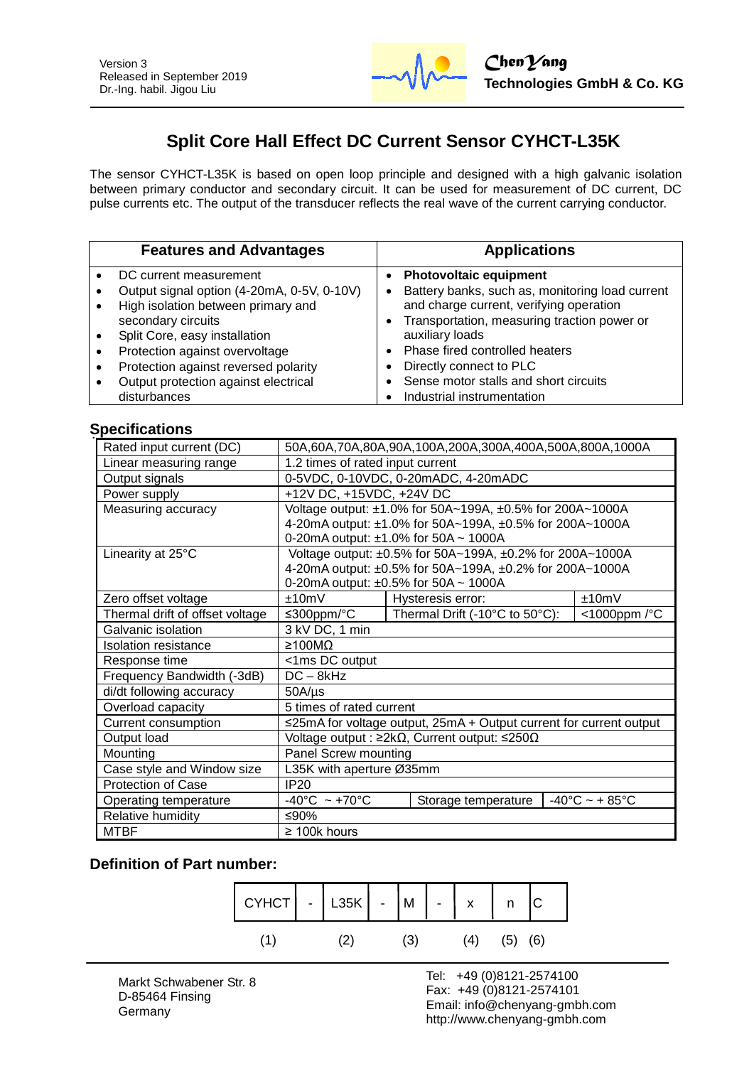Version 3
Released in September 2019
Dr.-Ing. habil. Jigou Liu

**ChenYang**
**Technologies GmbH & Co. KG**

# Split Core Hall Effect DC Current Sensor CYHCT-L35K

The sensor CYHCT-L35K is based on open loop principle and designed with a high galvanic isolation between primary conductor and secondary circuit. It can be used for measurement of DC current, DC pulse currents etc. The output of the transducer reflects the real wave of the current carrying conductor.

| Features and Advantages | Applications |
|---|---|
| • DC current measurement<br>• Output signal option (4-20mA, 0-5V, 0-10V)<br>• High isolation between primary and secondary circuits<br>• Split Core, easy installation<br>• Protection against overvoltage<br>• Protection against reversed polarity<br>• Output protection against electrical disturbances | • **Photovoltaic equipment**<br>• Battery banks, such as, monitoring load current and charge current, verifying operation<br>• Transportation, measuring traction power or auxiliary loads<br>• Phase fired controlled heaters<br>• Directly connect to PLC<br>• Sense motor stalls and short circuits<br>• Industrial instrumentation |

## Specifications

| | | | |
|---|---|---|---|
| Rated input current (DC) | 50A,60A,70A,80A,90A,100A,200A,300A,400A,500A,800A,1000A | | |
| Linear measuring range | 1.2 times of rated input current | | |
| Output signals | 0-5VDC, 0-10VDC, 0-20mADC, 4-20mADC | | |
| Power supply | +12V DC, +15VDC, +24V DC | | |
| Measuring accuracy | Voltage output: ±1.0% for 50A~199A, ±0.5% for 200A~1000A<br>4-20mA output: ±1.0% for 50A~199A, ±0.5% for 200A~1000A<br>0-20mA output: ±1.0% for 50A ~ 1000A | | |
| Linearity at 25°C | Voltage output: ±0.5% for 50A~199A, ±0.2% for 200A~1000A<br>4-20mA output: ±0.5% for 50A~199A, ±0.2% for 200A~1000A<br>0-20mA output: ±0.5% for 50A ~ 1000A | | |
| Zero offset voltage | ±10mV | Hysteresis error: | ±10mV |
| Thermal drift of offset voltage | ≤300ppm/°C | Thermal Drift (-10°C to 50°C): | <1000ppm /°C |
| Galvanic isolation | 3 kV DC, 1 min | | |
| Isolation resistance | ≥100MΩ | | |
| Response time | <1ms DC output | | |
| Frequency Bandwidth (-3dB) | DC – 8kHz | | |
| di/dt following accuracy | 50A/µs | | |
| Overload capacity | 5 times of rated current | | |
| Current consumption | ≤25mA for voltage output, 25mA + Output current for current output | | |
| Output load | Voltage output : ≥2kΩ, Current output: ≤250Ω | | |
| Mounting | Panel Screw mounting | | |
| Case style and Window size | L35K with aperture Ø35mm | | |
| Protection of Case | IP20 | | |
| Operating temperature | -40°C ~ +70°C | Storage temperature | -40°C ~ + 85°C |
| Relative humidity | ≤90% | | |
| MTBF | ≥ 100k hours | | |

## Definition of Part number:

| CYHCT | - | L35K | - | M | - | x | n | C |
|---|---|---|---|---|---|---|---|---|
| (1) | | (2) | | (3) | | (4) | (5) | (6) |

Markt Schwabener Str. 8
D-85464 Finsing
Germany

Tel: +49 (0)8121-2574100
Fax: +49 (0)8121-2574101
Email: info@chenyang-gmbh.com
http://www.chenyang-gmbh.com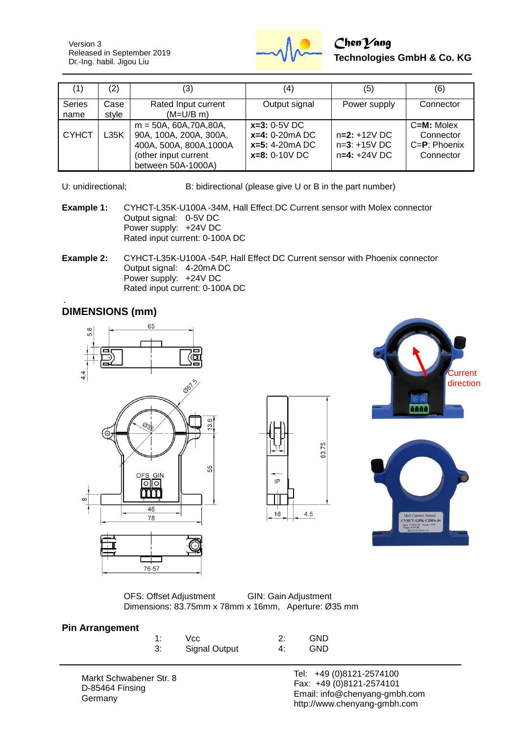| (1) | (2) | (3) | (4) | (5) | (6) |
|---|---|---|---|---|---|
| Series name | Case style | Rated Input current (M=U/B m) | Output signal | Power supply | Connector |
| CYHCT | L35K | m = 50A, 60A,70A,80A, 90A, 100A, 200A, 300A, 400A, 500A, 800A,1000A (other input current between 50A-1000A) | **x=3:** 0-5V DC **x=4:** 0-20mA DC **x=5:** 4-20mA DC **x=8:** 0-10V DC | n=**2:** +12V DC n=**3**: +15V DC **n=4:** +24V DC | **C=M:** Molex Connector C=**P**: Phoenix Connector |

U: unidirectional; B: bidirectional (please give U or B in the part number)

**Example 1:** CYHCT-L35K-U100A -34M, Hall Effect DC Current sensor with Molex connector
Output signal: 0-5V DC
Power supply: +24V DC
Rated input current: 0-100A DC

**Example 2:** CYHCT-L35K-U100A -54P, Hall Effect DC Current sensor with Phoenix connector
Output signal: 4-20mA DC
Power supply: +24V DC
Rated input current: 0-100A DC

## DIMENSIONS (mm)

OFS: Offset Adjustment GIN: Gain Adjustment
Dimensions: 83.75mm x 78mm x 16mm, Aperture: Ø35 mm

## Pin Arrangement

| | | | |
|---|---|---|---|
| 1: | Vcc | 2: | GND |
| 3: | Signal Output | 4: | GND |

Markt Schwabener Str. 8
D-85464 Finsing
Germany

Tel: +49 (0)8121-2574100
Fax: +49 (0)8121-2574101
Email: info@chenyang-gmbh.com
http://www.chenyang-gmbh.com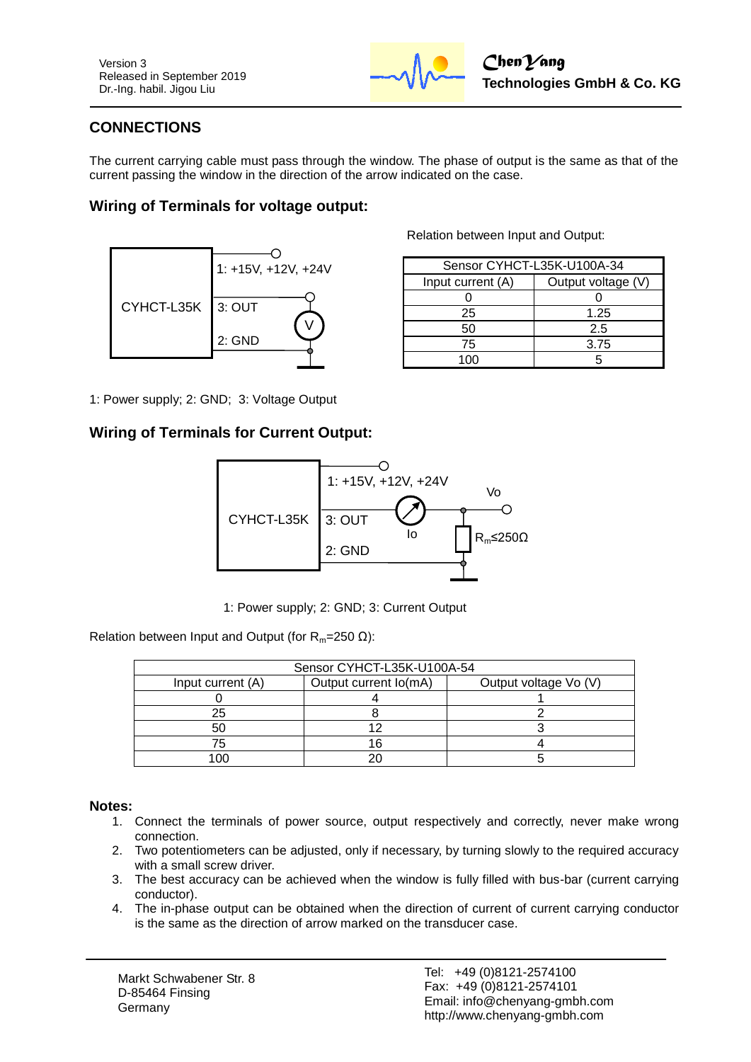## CONNECTIONS

The current carrying cable must pass through the window. The phase of output is the same as that of the current passing the window in the direction of the arrow indicated on the case.

### Wiring of Terminals for voltage output:

CYHCT-L35K

1: +15V, +12V, +24V

3: OUT

2: GND

V

Relation between Input and Output:

| Sensor CYHCT-L35K-U100A-34 | |
|---|---|
| Input current (A) | Output voltage (V) |
| 0 | 0 |
| 25 | 1.25 |
| 50 | 2.5 |
| 75 | 3.75 |
| 100 | 5 |

1: Power supply; 2: GND; 3: Voltage Output

### Wiring of Terminals for Current Output:

CYHCT-L35K

1: +15V, +12V, +24V

3: OUT

2: GND

Io

Vo

$R_m$≤250Ω

1: Power supply; 2: GND; 3: Current Output

Relation between Input and Output (for $R_m$=250 Ω):

| Sensor CYHCT-L35K-U100A-54 | | |
|---|---|---|
| Input current (A) | Output current Io(mA) | Output voltage Vo (V) |
| 0 | 4 | 1 |
| 25 | 8 | 2 |
| 50 | 12 | 3 |
| 75 | 16 | 4 |
| 100 | 20 | 5 |

**Notes:**

1. Connect the terminals of power source, output respectively and correctly, never make wrong connection.
2. Two potentiometers can be adjusted, only if necessary, by turning slowly to the required accuracy with a small screw driver.
3. The best accuracy can be achieved when the window is fully filled with bus-bar (current carrying conductor).
4. The in-phase output can be obtained when the direction of current of current carrying conductor is the same as the direction of arrow marked on the transducer case.